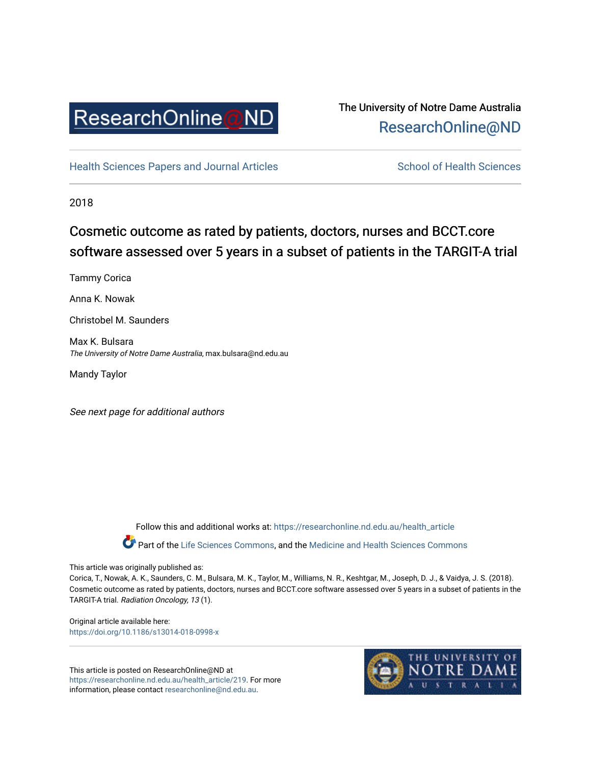ResearchOnline@ND

The University of Notre Dame Australia
ResearchOnline@ND

Health Sciences Papers and Journal Articles | School of Health Sciences

2018

# Cosmetic outcome as rated by patients, doctors, nurses and BCCT.core software assessed over 5 years in a subset of patients in the TARGIT-A trial

Tammy Corica

Anna K. Nowak

Christobel M. Saunders

Max K. Bulsara
*The University of Notre Dame Australia*, max.bulsara@nd.edu.au

Mandy Taylor

*See next page for additional authors*

Follow this and additional works at: https://researchonline.nd.edu.au/health_article

Part of the Life Sciences Commons, and the Medicine and Health Sciences Commons

This article was originally published as:
Corica, T., Nowak, A. K., Saunders, C. M., Bulsara, M. K., Taylor, M., Williams, N. R., Keshtgar, M., Joseph, D. J., & Vaidya, J. S. (2018). Cosmetic outcome as rated by patients, doctors, nurses and BCCT.core software assessed over 5 years in a subset of patients in the TARGIT-A trial. *Radiation Oncology, 13* (1).

Original article available here:
https://doi.org/10.1186/s13014-018-0998-x

This article is posted on ResearchOnline@ND at https://researchonline.nd.edu.au/health_article/219. For more information, please contact researchonline@nd.edu.au.

THE UNIVERSITY OF NOTRE DAME AUSTRALIA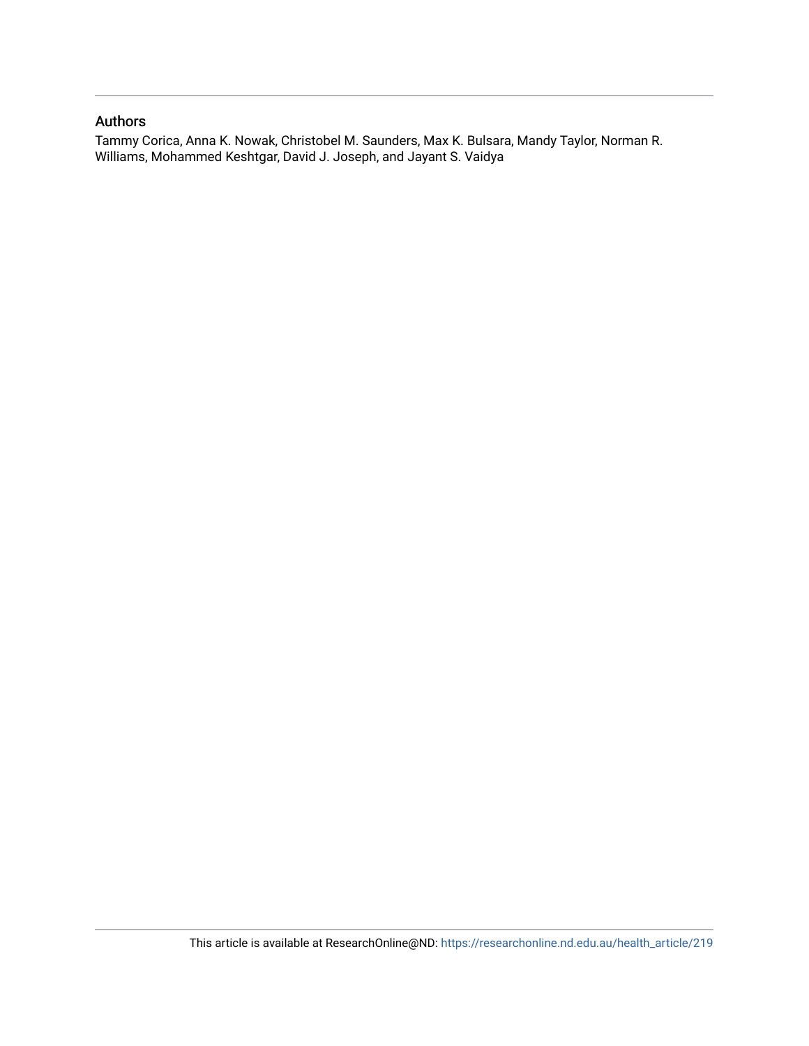## Authors

Tammy Corica, Anna K. Nowak, Christobel M. Saunders, Max K. Bulsara, Mandy Taylor, Norman R. Williams, Mohammed Keshtgar, David J. Joseph, and Jayant S. Vaidya

This article is available at ResearchOnline@ND: https://researchonline.nd.edu.au/health_article/219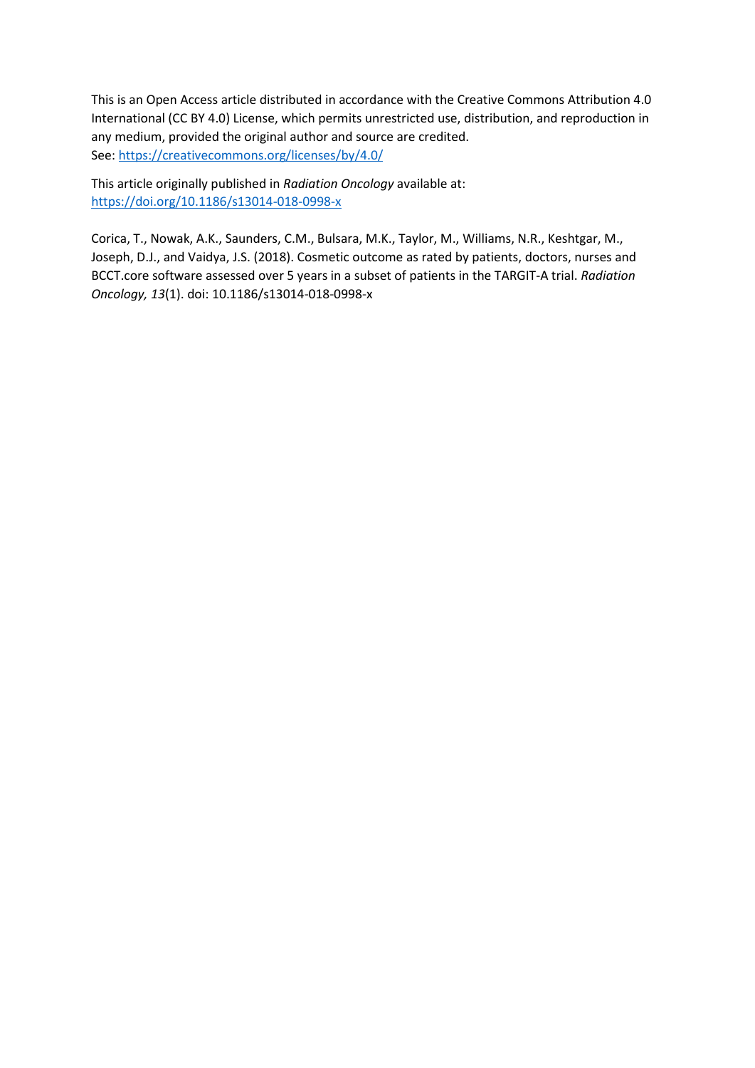This is an Open Access article distributed in accordance with the Creative Commons Attribution 4.0 International (CC BY 4.0) License, which permits unrestricted use, distribution, and reproduction in any medium, provided the original author and source are credited.
See: https://creativecommons.org/licenses/by/4.0/

This article originally published in *Radiation Oncology* available at:
https://doi.org/10.1186/s13014-018-0998-x

Corica, T., Nowak, A.K., Saunders, C.M., Bulsara, M.K., Taylor, M., Williams, N.R., Keshtgar, M., Joseph, D.J., and Vaidya, J.S. (2018). Cosmetic outcome as rated by patients, doctors, nurses and BCCT.core software assessed over 5 years in a subset of patients in the TARGIT-A trial. *Radiation Oncology, 13*(1). doi: 10.1186/s13014-018-0998-x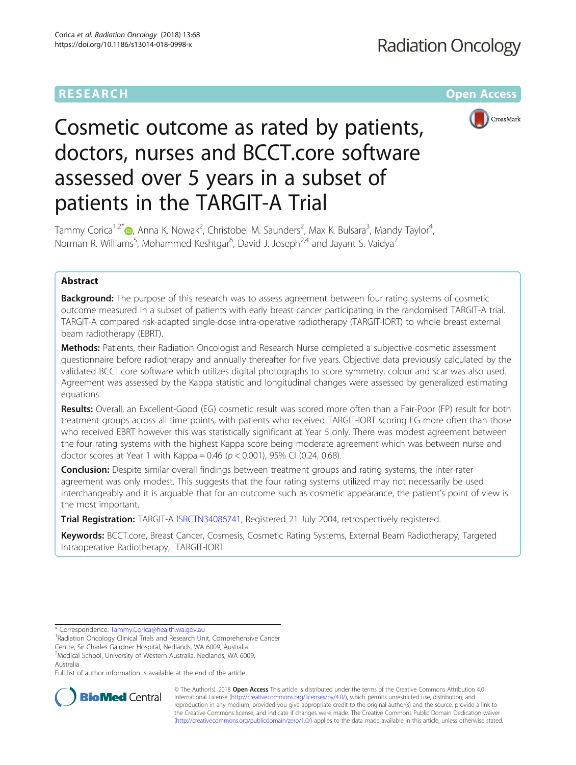# Cosmetic outcome as rated by patients, doctors, nurses and BCCT.core software assessed over 5 years in a subset of patients in the TARGIT-A Trial

Tammy Corica[1,2*], Anna K. Nowak[2], Christobel M. Saunders[2], Max K. Bulsara[3], Mandy Taylor[4], Norman R. Williams[5], Mohammed Keshtgar[6], David J. Joseph[2,4] and Jayant S. Vaidya[7]

## Abstract

**Background:** The purpose of this research was to assess agreement between four rating systems of cosmetic outcome measured in a subset of patients with early breast cancer participating in the randomised TARGIT-A trial. TARGIT-A compared risk-adapted single-dose intra-operative radiotherapy (TARGIT-IORT) to whole breast external beam radiotherapy (EBRT).

**Methods:** Patients, their Radiation Oncologist and Research Nurse completed a subjective cosmetic assessment questionnaire before radiotherapy and annually thereafter for five years. Objective data previously calculated by the validated BCCT.core software which utilizes digital photographs to score symmetry, colour and scar was also used. Agreement was assessed by the Kappa statistic and longitudinal changes were assessed by generalized estimating equations.

**Results:** Overall, an Excellent-Good (EG) cosmetic result was scored more often than a Fair-Poor (FP) result for both treatment groups across all time points, with patients who received TARGIT-IORT scoring EG more often than those who received EBRT however this was statistically significant at Year 5 only. There was modest agreement between the four rating systems with the highest Kappa score being moderate agreement which was between nurse and doctor scores at Year 1 with Kappa = 0.46 ($p < 0.001$), 95% CI (0.24, 0.68).

**Conclusion:** Despite similar overall findings between treatment groups and rating systems, the inter-rater agreement was only modest. This suggests that the four rating systems utilized may not necessarily be used interchangeably and it is arguable that for an outcome such as cosmetic appearance, the patient's point of view is the most important.

**Trial Registration:** TARGIT-A ISRCTN34086741, Registered 21 July 2004, retrospectively registered.

**Keywords:** BCCT.core, Breast Cancer, Cosmesis, Cosmetic Rating Systems, External Beam Radiotherapy, Targeted Intraoperative Radiotherapy, TARGIT-IORT

* Correspondence: Tammy.Corica@health.wa.gov.au

[1]Radiation Oncology Clinical Trials and Research Unit, Comprehensive Cancer Centre, Sir Charles Gairdner Hospital, Nedlands, WA 6009, Australia

[2]Medical School, University of Western Australia, Nedlands, WA 6009, Australia

Full list of author information is available at the end of the article

© The Author(s). 2018 **Open Access** This article is distributed under the terms of the Creative Commons Attribution 4.0 International License (http://creativecommons.org/licenses/by/4.0/), which permits unrestricted use, distribution, and reproduction in any medium, provided you give appropriate credit to the original author(s) and the source, provide a link to the Creative Commons license, and indicate if changes were made. The Creative Commons Public Domain Dedication waiver (http://creativecommons.org/publicdomain/zero/1.0/) applies to the data made available in this article, unless otherwise stated.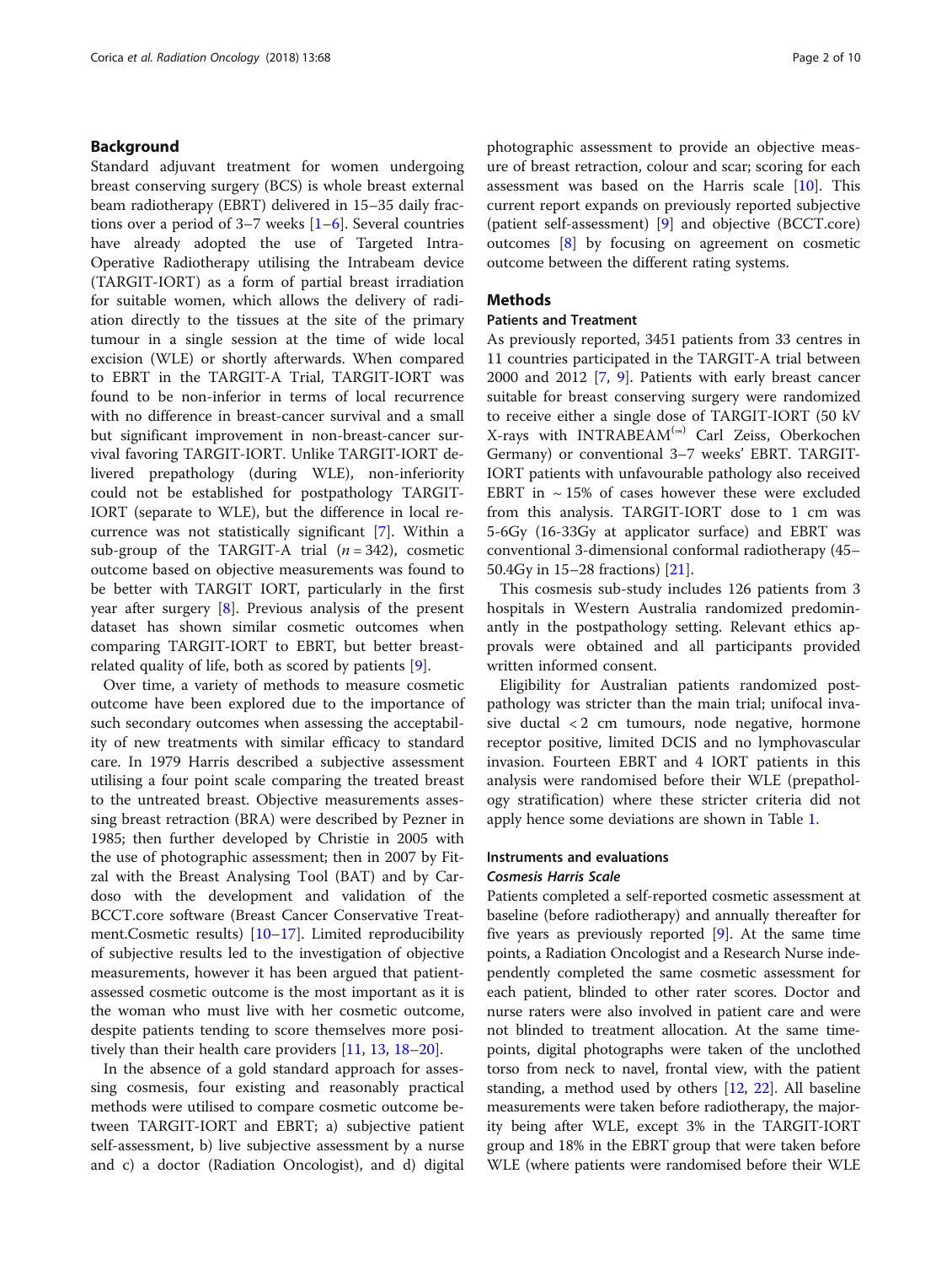## Background

Standard adjuvant treatment for women undergoing breast conserving surgery (BCS) is whole breast external beam radiotherapy (EBRT) delivered in 15–35 daily fractions over a period of 3–7 weeks [1–6]. Several countries have already adopted the use of Targeted Intra-Operative Radiotherapy utilising the Intrabeam device (TARGIT-IORT) as a form of partial breast irradiation for suitable women, which allows the delivery of radiation directly to the tissues at the site of the primary tumour in a single session at the time of wide local excision (WLE) or shortly afterwards. When compared to EBRT in the TARGIT-A Trial, TARGIT-IORT was found to be non-inferior in terms of local recurrence with no difference in breast-cancer survival and a small but significant improvement in non-breast-cancer survival favoring TARGIT-IORT. Unlike TARGIT-IORT delivered prepathology (during WLE), non-inferiority could not be established for postpathology TARGIT-IORT (separate to WLE), but the difference in local recurrence was not statistically significant [7]. Within a sub-group of the TARGIT-A trial ($n = 342$), cosmetic outcome based on objective measurements was found to be better with TARGIT IORT, particularly in the first year after surgery [8]. Previous analysis of the present dataset has shown similar cosmetic outcomes when comparing TARGIT-IORT to EBRT, but better breast-related quality of life, both as scored by patients [9].

Over time, a variety of methods to measure cosmetic outcome have been explored due to the importance of such secondary outcomes when assessing the acceptability of new treatments with similar efficacy to standard care. In 1979 Harris described a subjective assessment utilising a four point scale comparing the treated breast to the untreated breast. Objective measurements assessing breast retraction (BRA) were described by Pezner in 1985; then further developed by Christie in 2005 with the use of photographic assessment; then in 2007 by Fitzal with the Breast Analysing Tool (BAT) and by Cardoso with the development and validation of the BCCT.core software (Breast Cancer Conservative Treatment.Cosmetic results) [10–17]. Limited reproducibility of subjective results led to the investigation of objective measurements, however it has been argued that patient-assessed cosmetic outcome is the most important as it is the woman who must live with her cosmetic outcome, despite patients tending to score themselves more positively than their health care providers [11, 13, 18–20].

In the absence of a gold standard approach for assessing cosmesis, four existing and reasonably practical methods were utilised to compare cosmetic outcome between TARGIT-IORT and EBRT; a) subjective patient self-assessment, b) live subjective assessment by a nurse and c) a doctor (Radiation Oncologist), and d) digital photographic assessment to provide an objective measure of breast retraction, colour and scar; scoring for each assessment was based on the Harris scale [10]. This current report expands on previously reported subjective (patient self-assessment) [9] and objective (BCCT.core) outcomes [8] by focusing on agreement on cosmetic outcome between the different rating systems.

## Methods

### Patients and Treatment

As previously reported, 3451 patients from 33 centres in 11 countries participated in the TARGIT-A trial between 2000 and 2012 [7, 9]. Patients with early breast cancer suitable for breast conserving surgery were randomized to receive either a single dose of TARGIT-IORT (50 kV X-rays with INTRABEAM(™) Carl Zeiss, Oberkochen Germany) or conventional 3–7 weeks' EBRT. TARGIT-IORT patients with unfavourable pathology also received EBRT in ~ 15% of cases however these were excluded from this analysis. TARGIT-IORT dose to 1 cm was 5-6Gy (16-33Gy at applicator surface) and EBRT was conventional 3-dimensional conformal radiotherapy (45–50.4Gy in 15–28 fractions) [21].

This cosmesis sub-study includes 126 patients from 3 hospitals in Western Australia randomized predominantly in the postpathology setting. Relevant ethics approvals were obtained and all participants provided written informed consent.

Eligibility for Australian patients randomized post-pathology was stricter than the main trial; unifocal invasive ductal < 2 cm tumours, node negative, hormone receptor positive, limited DCIS and no lymphovascular invasion. Fourteen EBRT and 4 IORT patients in this analysis were randomised before their WLE (prepathology stratification) where these stricter criteria did not apply hence some deviations are shown in Table 1.

### Instruments and evaluations

#### *Cosmesis Harris Scale*

Patients completed a self-reported cosmetic assessment at baseline (before radiotherapy) and annually thereafter for five years as previously reported [9]. At the same time points, a Radiation Oncologist and a Research Nurse independently completed the same cosmetic assessment for each patient, blinded to other rater scores. Doctor and nurse raters were also involved in patient care and were not blinded to treatment allocation. At the same timepoints, digital photographs were taken of the unclothed torso from neck to navel, frontal view, with the patient standing, a method used by others [12, 22]. All baseline measurements were taken before radiotherapy, the majority being after WLE, except 3% in the TARGIT-IORT group and 18% in the EBRT group that were taken before WLE (where patients were randomised before their WLE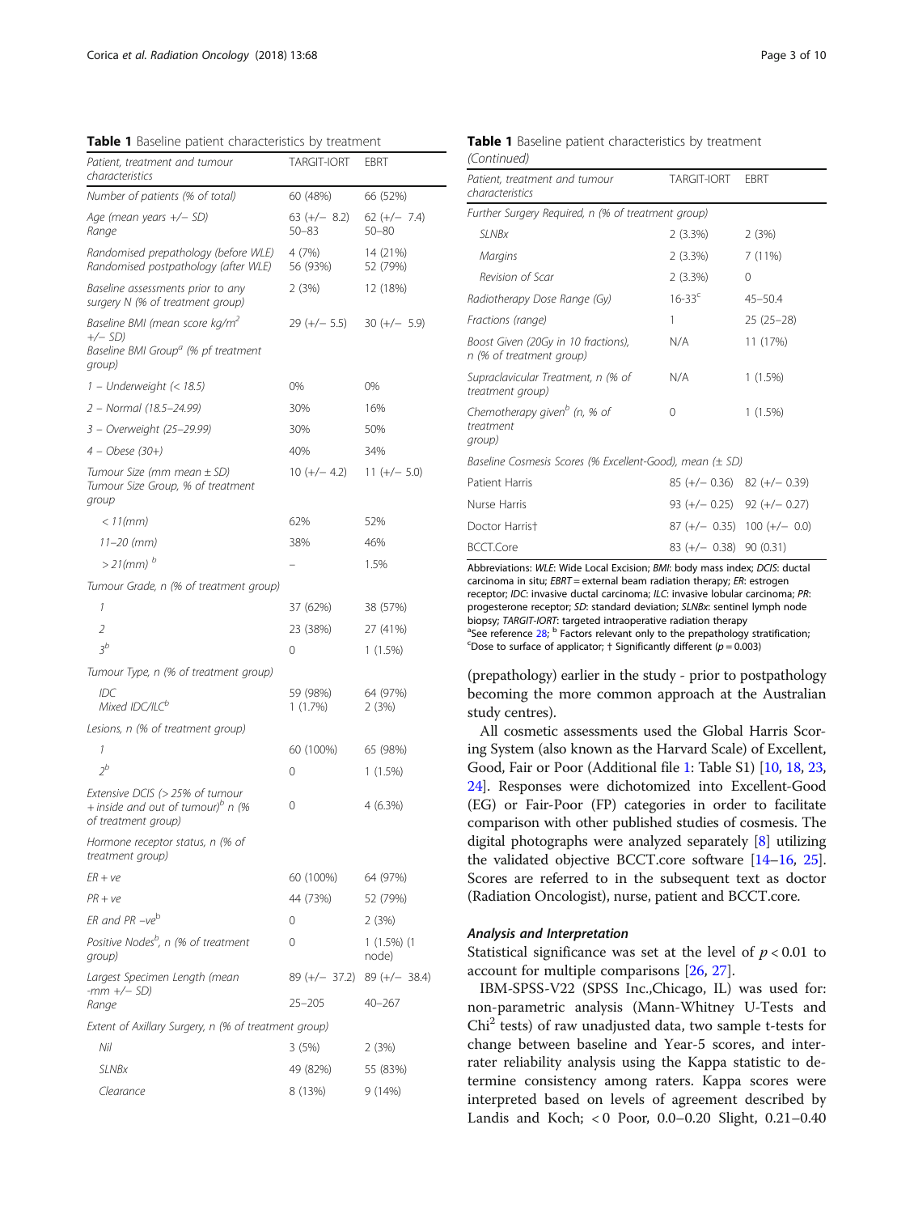**Table 1** Baseline patient characteristics by treatment

| Patient, treatment and tumour characteristics | TARGIT-IORT | EBRT |
|---|---|---|
| Number of patients (% of total) | 60 (48%) | 66 (52%) |
| Age (mean years +/− SD)<br>Range | 63 (+/− 8.2)<br>50–83 | 62 (+/− 7.4)<br>50–80 |
| Randomised prepathology (before WLE)<br>Randomised postpathology (after WLE) | 4 (7%)<br>56 (93%) | 14 (21%)<br>52 (79%) |
| Baseline assessments prior to any surgery N (% of treatment group) | 2 (3%) | 12 (18%) |
| Baseline BMI (mean score kg/$m^2$ +/− SD)<br>Baseline BMI Group[a] (% pf treatment group) | 29 (+/− 5.5) | 30 (+/− 5.9) |
| 1 – Underweight (< 18.5) | 0% | 0% |
| 2 – Normal (18.5–24.99) | 30% | 16% |
| 3 – Overweight (25–29.99) | 30% | 50% |
| 4 – Obese (30+) | 40% | 34% |
| Tumour Size (mm mean ± SD)<br>Tumour Size Group, % of treatment group | 10 (+/− 4.2) | 11 (+/− 5.0) |
| < 11(mm) | 62% | 52% |
| 11–20 (mm) | 38% | 46% |
| > 21(mm) [b] | – | 1.5% |
| Tumour Grade, n (% of treatment group) | | |
| 1 | 37 (62%) | 38 (57%) |
| 2 | 23 (38%) | 27 (41%) |
| 3[b] | 0 | 1 (1.5%) |
| Tumour Type, n (% of treatment group) | | |
| IDC<br>Mixed IDC/ILC[b] | 59 (98%)<br>1 (1.7%) | 64 (97%)<br>2 (3%) |
| Lesions, n (% of treatment group) | | |
| 1 | 60 (100%) | 65 (98%) |
| 2[b] | 0 | 1 (1.5%) |
| Extensive DCIS (> 25% of tumour + inside and out of tumour)[b] n (% of treatment group) | 0 | 4 (6.3%) |
| Hormone receptor status, n (% of treatment group) | | |
| ER + ve | 60 (100%) | 64 (97%) |
| PR + ve | 44 (73%) | 52 (79%) |
| ER and PR –ve[b] | 0 | 2 (3%) |
| Positive Nodes[b], n (% of treatment group) | 0 | 1 (1.5%) (1 node) |
| Largest Specimen Length (mean -mm +/− SD)<br>Range | 89 (+/− 37.2)<br>25–205 | 89 (+/− 38.4)<br>40–267 |
| Extent of Axillary Surgery, n (% of treatment group) | | |
| Nil | 3 (5%) | 2 (3%) |
| SLNBx | 49 (82%) | 55 (83%) |
| Clearance | 8 (13%) | 9 (14%) |
| Further Surgery Required, n (% of treatment group) | | |
| SLNBx | 2 (3.3%) | 2 (3%) |
| Margins | 2 (3.3%) | 7 (11%) |
| Revision of Scar | 2 (3.3%) | 0 |
| Radiotherapy Dose Range (Gy) | 16-33[c] | 45–50.4 |
| Fractions (range) | 1 | 25 (25–28) |
| Boost Given (20Gy in 10 fractions), n (% of treatment group) | N/A | 11 (17%) |
| Supraclavicular Treatment, n (% of treatment group) | N/A | 1 (1.5%) |
| Chemotherapy given[b] (n, % of treatment group) | 0 | 1 (1.5%) |
| Baseline Cosmesis Scores (% Excellent-Good), mean (± SD) | | |
| Patient Harris | 85 (+/− 0.36) | 82 (+/− 0.39) |
| Nurse Harris | 93 (+/− 0.25) | 92 (+/− 0.27) |
| Doctor Harris† | 87 (+/− 0.35) | 100 (+/− 0.0) |
| BCCT.Core | 83 (+/− 0.38) | 90 (0.31) |

Abbreviations: *WLE*: Wide Local Excision; *BMI*: body mass index; *DCIS*: ductal carcinoma in situ; *EBRT* = external beam radiation therapy; *ER*: estrogen receptor; *IDC*: invasive ductal carcinoma; *ILC*: invasive lobular carcinoma; *PR*: progesterone receptor; *SD*: standard deviation; *SLNBx*: sentinel lymph node biopsy; *TARGIT-IORT*: targeted intraoperative radiation therapy
[a]See reference 28; [b] Factors relevant only to the prepathology stratification; [c]Dose to surface of applicator; † Significantly different ($p = 0.003$)

(prepathology) earlier in the study - prior to postpathology becoming the more common approach at the Australian study centres).

All cosmetic assessments used the Global Harris Scoring System (also known as the Harvard Scale) of Excellent, Good, Fair or Poor (Additional file 1: Table S1) [10, 18, 23, 24]. Responses were dichotomized into Excellent-Good (EG) or Fair-Poor (FP) categories in order to facilitate comparison with other published studies of cosmesis. The digital photographs were analyzed separately [8] utilizing the validated objective BCCT.core software [14–16, 25]. Scores are referred to in the subsequent text as doctor (Radiation Oncologist), nurse, patient and BCCT.core.

### Analysis and Interpretation

Statistical significance was set at the level of $p < 0.01$ to account for multiple comparisons [26, 27].

IBM-SPSS-V22 (SPSS Inc.,Chicago, IL) was used for: non-parametric analysis (Mann-Whitney U-Tests and $Chi^2$ tests) of raw unadjusted data, two sample t-tests for change between baseline and Year-5 scores, and inter-rater reliability analysis using the Kappa statistic to determine consistency among raters. Kappa scores were interpreted based on levels of agreement described by Landis and Koch; < 0 Poor, 0.0–0.20 Slight, 0.21–0.40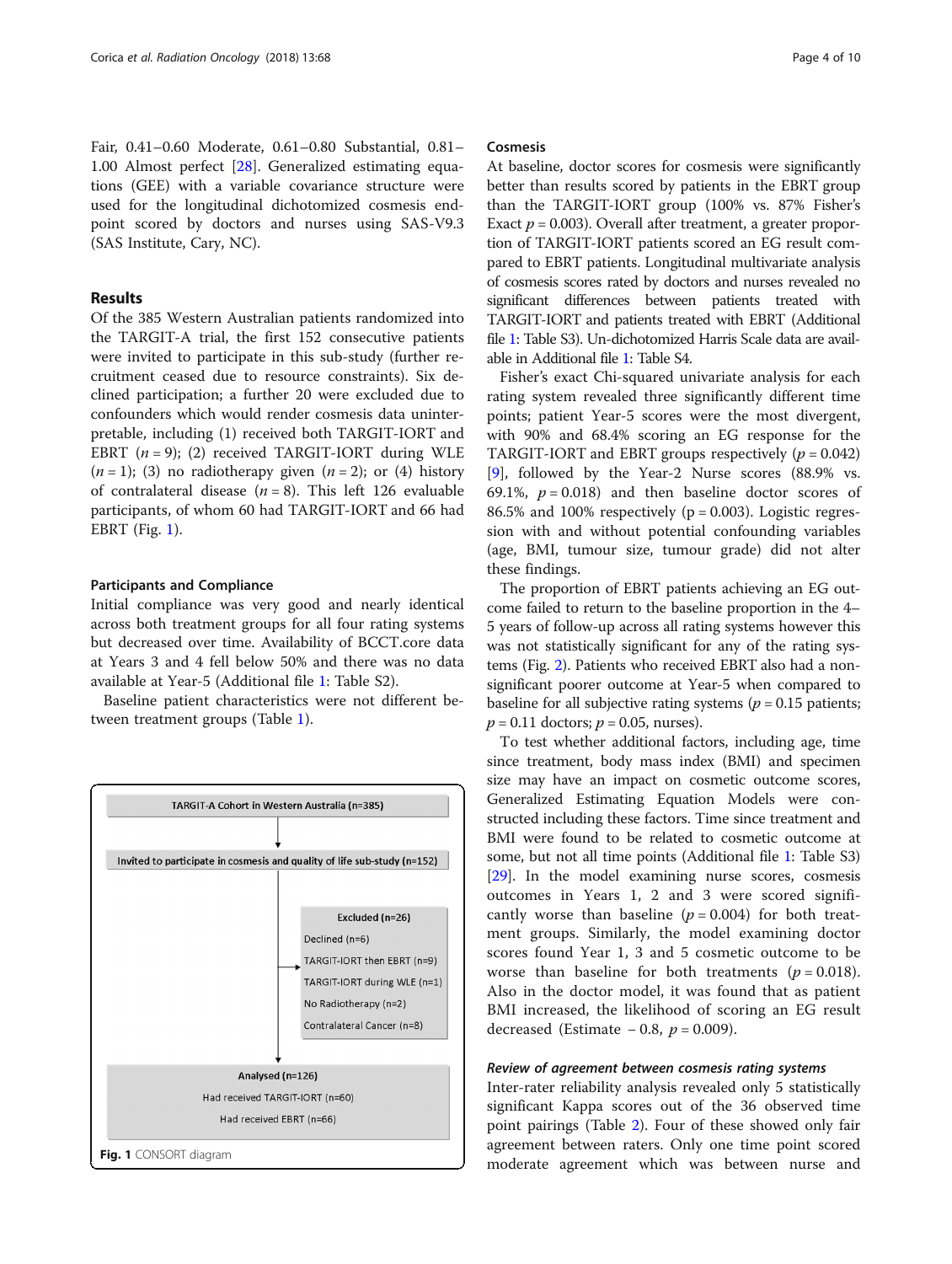Fair, 0.41–0.60 Moderate, 0.61–0.80 Substantial, 0.81–1.00 Almost perfect [28]. Generalized estimating equations (GEE) with a variable covariance structure were used for the longitudinal dichotomized cosmesis endpoint scored by doctors and nurses using SAS-V9.3 (SAS Institute, Cary, NC).

## Results

Of the 385 Western Australian patients randomized into the TARGIT-A trial, the first 152 consecutive patients were invited to participate in this sub-study (further recruitment ceased due to resource constraints). Six declined participation; a further 20 were excluded due to confounders which would render cosmesis data uninterpretable, including (1) received both TARGIT-IORT and EBRT ($n = 9$); (2) received TARGIT-IORT during WLE ($n = 1$); (3) no radiotherapy given ($n = 2$); or (4) history of contralateral disease ($n = 8$). This left 126 evaluable participants, of whom 60 had TARGIT-IORT and 66 had EBRT (Fig. 1).

### Participants and Compliance

Initial compliance was very good and nearly identical across both treatment groups for all four rating systems but decreased over time. Availability of BCCT.core data at Years 3 and 4 fell below 50% and there was no data available at Year-5 (Additional file 1: Table S2).

Baseline patient characteristics were not different between treatment groups (Table 1).

TARGIT-A Cohort in Western Australia (n=385)

Invited to participate in cosmesis and quality of life sub-study (n=152)

Excluded (n=26)
- Declined (n=6)
- TARGIT-IORT then EBRT (n=9)
- TARGIT-IORT during WLE (n=1)
- No Radiotherapy (n=2)
- Contralateral Cancer (n=8)

Analysed (n=126)
- Had received TARGIT-IORT (n=60)
- Had received EBRT (n=66)

**Fig. 1** CONSORT diagram

### Cosmesis

At baseline, doctor scores for cosmesis were significantly better than results scored by patients in the EBRT group than the TARGIT-IORT group (100% vs. 87% Fisher's Exact $p = 0.003$). Overall after treatment, a greater proportion of TARGIT-IORT patients scored an EG result compared to EBRT patients. Longitudinal multivariate analysis of cosmesis scores rated by doctors and nurses revealed no significant differences between patients treated with TARGIT-IORT and patients treated with EBRT (Additional file 1: Table S3). Un-dichotomized Harris Scale data are available in Additional file 1: Table S4.

Fisher's exact Chi-squared univariate analysis for each rating system revealed three significantly different time points; patient Year-5 scores were the most divergent, with 90% and 68.4% scoring an EG response for the TARGIT-IORT and EBRT groups respectively ($p = 0.042$) [9], followed by the Year-2 Nurse scores (88.9% vs. 69.1%, $p = 0.018$) and then baseline doctor scores of 86.5% and 100% respectively ($p = 0.003$). Logistic regression with and without potential confounding variables (age, BMI, tumour size, tumour grade) did not alter these findings.

The proportion of EBRT patients achieving an EG outcome failed to return to the baseline proportion in the 4–5 years of follow-up across all rating systems however this was not statistically significant for any of the rating systems (Fig. 2). Patients who received EBRT also had a non-significant poorer outcome at Year-5 when compared to baseline for all subjective rating systems ($p = 0.15$ patients; $p = 0.11$ doctors; $p = 0.05$, nurses).

To test whether additional factors, including age, time since treatment, body mass index (BMI) and specimen size may have an impact on cosmetic outcome scores, Generalized Estimating Equation Models were constructed including these factors. Time since treatment and BMI were found to be related to cosmetic outcome at some, but not all time points (Additional file 1: Table S3) [29]. In the model examining nurse scores, cosmesis outcomes in Years 1, 2 and 3 were scored significantly worse than baseline ($p = 0.004$) for both treatment groups. Similarly, the model examining doctor scores found Year 1, 3 and 5 cosmetic outcome to be worse than baseline for both treatments ($p = 0.018$). Also in the doctor model, it was found that as patient BMI increased, the likelihood of scoring an EG result decreased (Estimate −0.8, $p = 0.009$).

#### *Review of agreement between cosmesis rating systems*

Inter-rater reliability analysis revealed only 5 statistically significant Kappa scores out of the 36 observed time point pairings (Table 2). Four of these showed only fair agreement between raters. Only one time point scored moderate agreement which was between nurse and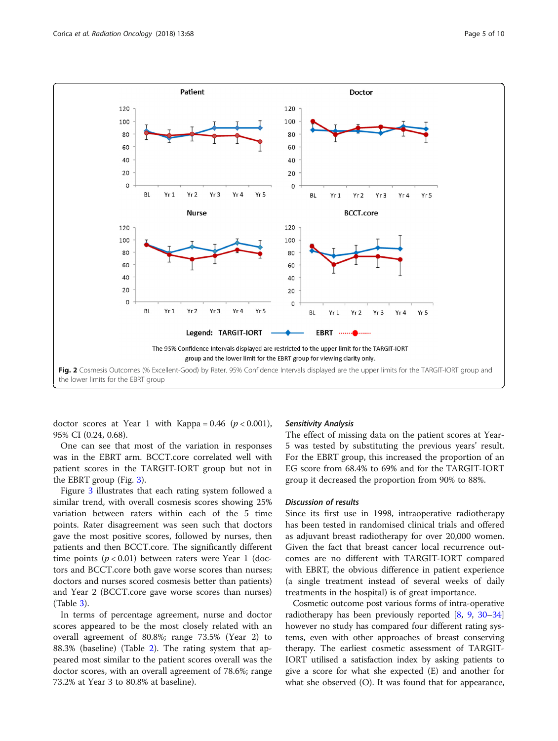Fig. 2 Cosmesis Outcomes (% Excellent-Good) by Rater. 95% Confidence Intervals displayed are the upper limits for the TARGIT-IORT group and the lower limits for the EBRT group

doctor scores at Year 1 with Kappa = 0.46 ($p < 0.001$), 95% CI (0.24, 0.68).

One can see that most of the variation in responses was in the EBRT arm. BCCT.core correlated well with patient scores in the TARGIT-IORT group but not in the EBRT group (Fig. 3).

Figure 3 illustrates that each rating system followed a similar trend, with overall cosmesis scores showing 25% variation between raters within each of the 5 time points. Rater disagreement was seen such that doctors gave the most positive scores, followed by nurses, then patients and then BCCT.core. The significantly different time points ($p < 0.01$) between raters were Year 1 (doctors and BCCT.core both gave worse scores than nurses; doctors and nurses scored cosmesis better than patients) and Year 2 (BCCT.core gave worse scores than nurses) (Table 3).

In terms of percentage agreement, nurse and doctor scores appeared to be the most closely related with an overall agreement of 80.8%; range 73.5% (Year 2) to 88.3% (baseline) (Table 2). The rating system that appeared most similar to the patient scores overall was the doctor scores, with an overall agreement of 78.6%; range 73.2% at Year 3 to 80.8% at baseline).

### *Sensitivity Analysis*

The effect of missing data on the patient scores at Year-5 was tested by substituting the previous years' result. For the EBRT group, this increased the proportion of an EG score from 68.4% to 69% and for the TARGIT-IORT group it decreased the proportion from 90% to 88%.

### *Discussion of results*

Since its first use in 1998, intraoperative radiotherapy has been tested in randomised clinical trials and offered as adjuvant breast radiotherapy for over 20,000 women. Given the fact that breast cancer local recurrence outcomes are no different with TARGIT-IORT compared with EBRT, the obvious difference in patient experience (a single treatment instead of several weeks of daily treatments in the hospital) is of great importance.

Cosmetic outcome post various forms of intra-operative radiotherapy has been previously reported [8, 9, 30–34] however no study has compared four different rating systems, even with other approaches of breast conserving therapy. The earliest cosmetic assessment of TARGIT-IORT utilised a satisfaction index by asking patients to give a score for what she expected (E) and another for what she observed (O). It was found that for appearance,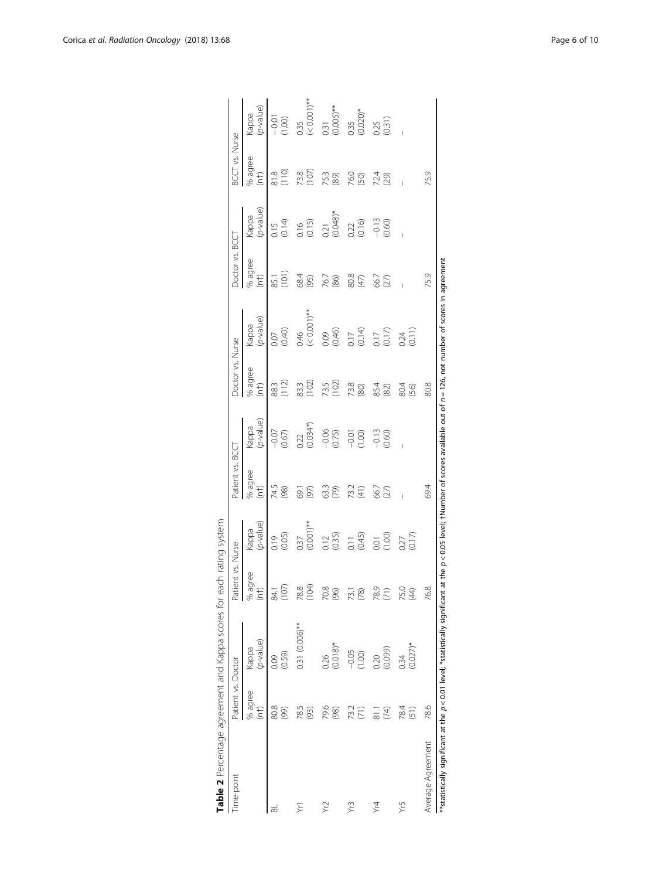**Table 2** Percentage agreement and Kappa scores for each rating system

| Time-point | Patient vs. Doctor | | Patient vs. Nurse | | Patient vs. BCCT | | Doctor vs. Nurse | | Doctor vs. BCCT | | BCCT vs. Nurse | |
|---|---|---|---|---|---|---|---|---|---|---|---|---|
| | % agree (n†) | Kappa (p-value) | % agree (n†) | Kappa (p-value) | % agree (n†) | Kappa (p-value) | % agree (n†) | Kappa (p-value) | % agree (n†) | Kappa (p-value) | % agree (n†) | Kappa (p-value) |
| BL | 80.8 (99) | 0.09 (0.59) | 84.1 (107) | 0.19 (0.05) | 74.5 (98) | −0.07 (0.67) | 88.3 (112) | 0.07 (0.40) | 85.1 (101) | 0.15 (0.14) | 81.8 (110) | −0.01 (1.00) |
| Yr1 | 78.5 (93) | 0.31 (0.006)** | 78.8 (104) | 0.37 (0.001)** | 69.1 (97) | 0.22 (0.034*) | 83.3 (102) | 0.46 (< 0.001)** | 68.4 (95) | 0.16 (0.15) | 73.8 (107) | 0.35 (< 0.001)** |
| Yr2 | 79.6 (98) | 0.26 (0.018)* | 70.8 (96) | 0.12 (0.35) | 63.3 (79) | −0.06 (0.75) | 73.5 (102) | 0.09 (0.46) | 76.7 (86) | 0.21 (0.048)* | 75.3 (89) | 0.31 (0.005)** |
| Yr3 | 73.2 (71) | −0.05 (1.00) | 73.1 (78) | 0.11 (0.45) | 73.2 (41) | −0.01 (1.00) | 73.8 (80) | 0.17 (0.14) | 80.8 (47) | 0.22 (0.16) | 76.0 (50) | 0.35 (0.020)* |
| Yr4 | 81.1 (74) | 0.20 (0.099) | 78.9 (71) | 0.01 (1.00) | 66.7 (27) | −0.13 (0.60) | 85.4 (82) | 0.17 (0.17) | 66.7 (27) | −0.13 (0.60) | 72.4 (29) | 0.25 (0.31) |
| Yr5 | 78.4 (51) | 0.34 (0.027)* | 75.0 (44) | 0.27 (0.17) | – | – | 80.4 (56) | 0.24 (0.11) | – | – | – | – |
| Average Agreement | 78.6 | | 76.8 | | 69.4 | | 80.8 | | 75.9 | | 75.9 | |

**statistically significant at the $p < 0.01$ level; *statistically significant at the $p < 0.05$ level; †Number of scores available out of $n = 126$, not number of scores in agreement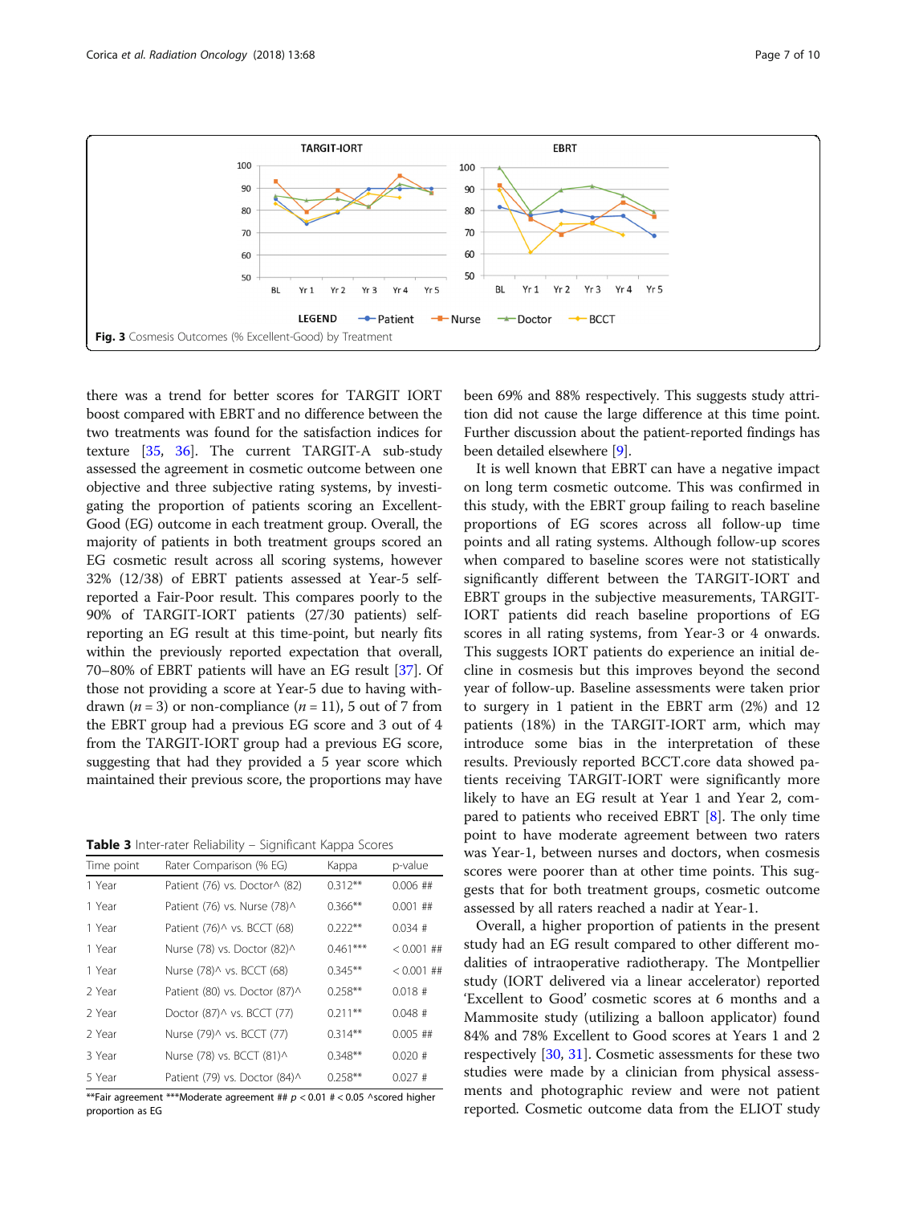Fig. 3 Cosmesis Outcomes (% Excellent-Good) by Treatment

there was a trend for better scores for TARGIT IORT boost compared with EBRT and no difference between the two treatments was found for the satisfaction indices for texture [35, 36]. The current TARGIT-A sub-study assessed the agreement in cosmetic outcome between one objective and three subjective rating systems, by investigating the proportion of patients scoring an Excellent-Good (EG) outcome in each treatment group. Overall, the majority of patients in both treatment groups scored an EG cosmetic result across all scoring systems, however 32% (12/38) of EBRT patients assessed at Year-5 self-reported a Fair-Poor result. This compares poorly to the 90% of TARGIT-IORT patients (27/30 patients) self-reporting an EG result at this time-point, but nearly fits within the previously reported expectation that overall, 70–80% of EBRT patients will have an EG result [37]. Of those not providing a score at Year-5 due to having withdrawn ($n = 3$) or non-compliance ($n = 11$), 5 out of 7 from the EBRT group had a previous EG score and 3 out of 4 from the TARGIT-IORT group had a previous EG score, suggesting that had they provided a 5 year score which maintained their previous score, the proportions may have been 69% and 88% respectively. This suggests study attrition did not cause the large difference at this time point. Further discussion about the patient-reported findings has been detailed elsewhere [9].

It is well known that EBRT can have a negative impact on long term cosmetic outcome. This was confirmed in this study, with the EBRT group failing to reach baseline proportions of EG scores across all follow-up time points and all rating systems. Although follow-up scores when compared to baseline scores were not statistically significantly different between the TARGIT-IORT and EBRT groups in the subjective measurements, TARGIT-IORT patients did reach baseline proportions of EG scores in all rating systems, from Year-3 or 4 onwards. This suggests IORT patients do experience an initial decline in cosmesis but this improves beyond the second year of follow-up. Baseline assessments were taken prior to surgery in 1 patient in the EBRT arm (2%) and 12 patients (18%) in the TARGIT-IORT arm, which may introduce some bias in the interpretation of these results. Previously reported BCCT.core data showed patients receiving TARGIT-IORT were significantly more likely to have an EG result at Year 1 and Year 2, compared to patients who received EBRT [8]. The only time point to have moderate agreement between two raters was Year-1, between nurses and doctors, when cosmesis scores were poorer than at other time points. This suggests that for both treatment groups, cosmetic outcome assessed by all raters reached a nadir at Year-1.

Overall, a higher proportion of patients in the present study had an EG result compared to other different modalities of intraoperative radiotherapy. The Montpellier study (IORT delivered via a linear accelerator) reported 'Excellent to Good' cosmetic scores at 6 months and a Mammosite study (utilizing a balloon applicator) found 84% and 78% Excellent to Good scores at Years 1 and 2 respectively [30, 31]. Cosmetic assessments for these two studies were made by a clinician from physical assessments and photographic review and were not patient reported. Cosmetic outcome data from the ELIOT study

**Table 3** Inter-rater Reliability – Significant Kappa Scores

| Time point | Rater Comparison (% EG) | Kappa | p-value |
|---|---|---|---|
| 1 Year | Patient (76) vs. Doctor^ (82) | 0.312** | 0.006 ## |
| 1 Year | Patient (76) vs. Nurse (78)^ | 0.366** | 0.001 ## |
| 1 Year | Patient (76)^ vs. BCCT (68) | 0.222** | 0.034 # |
| 1 Year | Nurse (78) vs. Doctor (82)^ | 0.461*** | < 0.001 ## |
| 1 Year | Nurse (78)^ vs. BCCT (68) | 0.345** | < 0.001 ## |
| 2 Year | Patient (80) vs. Doctor (87)^ | 0.258** | 0.018 # |
| 2 Year | Doctor (87)^ vs. BCCT (77) | 0.211** | 0.048 # |
| 2 Year | Nurse (79)^ vs. BCCT (77) | 0.314** | 0.005 ## |
| 3 Year | Nurse (78) vs. BCCT (81)^ | 0.348** | 0.020 # |
| 5 Year | Patient (79) vs. Doctor (84)^ | 0.258** | 0.027 # |

**Fair agreement ***Moderate agreement ## $p < 0.01$ # $< 0.05$ ^scored higher proportion as EG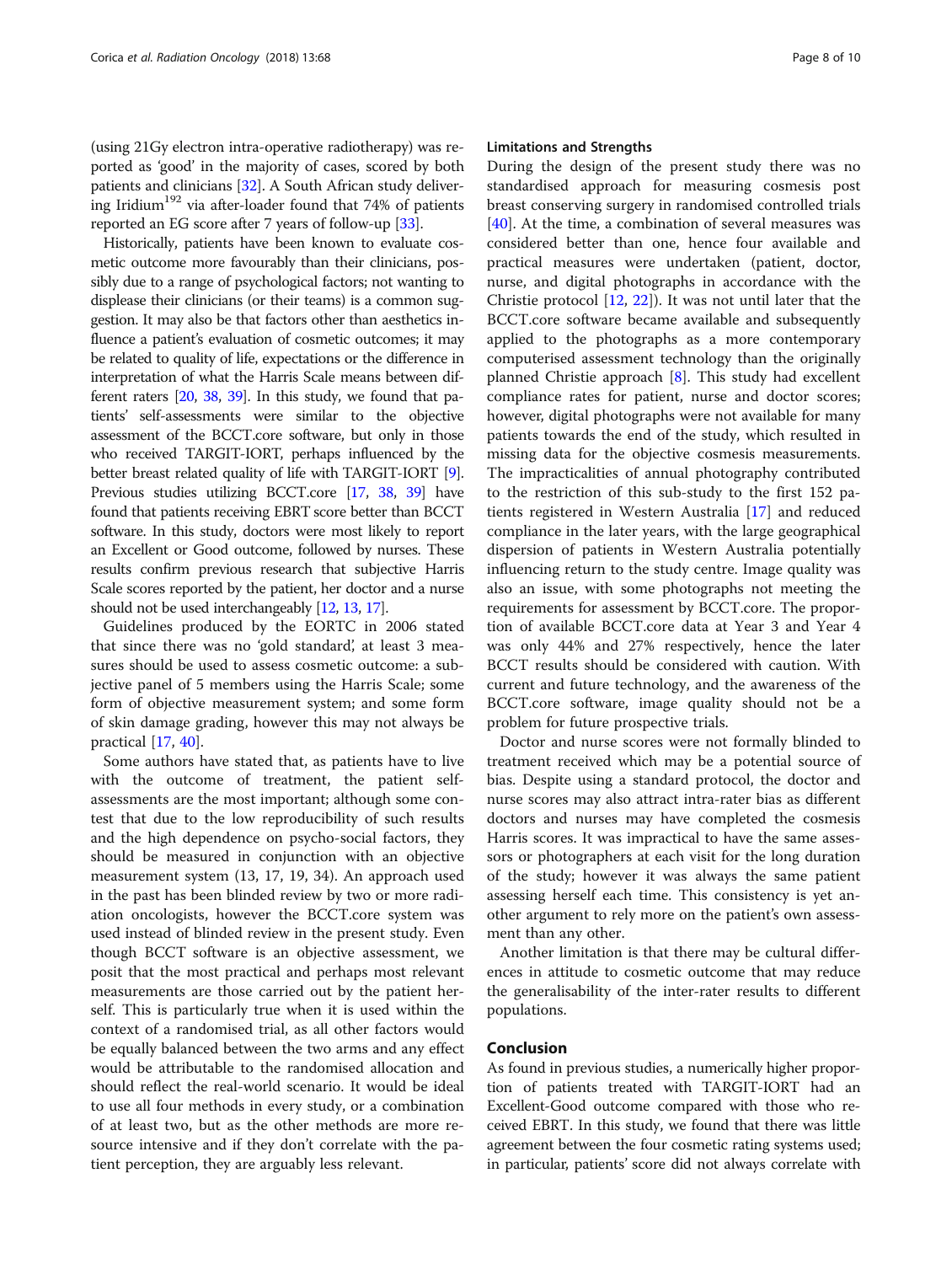(using 21Gy electron intra-operative radiotherapy) was reported as 'good' in the majority of cases, scored by both patients and clinicians [32]. A South African study delivering Iridium$^{192}$ via after-loader found that 74% of patients reported an EG score after 7 years of follow-up [33].

Historically, patients have been known to evaluate cosmetic outcome more favourably than their clinicians, possibly due to a range of psychological factors; not wanting to displease their clinicians (or their teams) is a common suggestion. It may also be that factors other than aesthetics influence a patient's evaluation of cosmetic outcomes; it may be related to quality of life, expectations or the difference in interpretation of what the Harris Scale means between different raters [20, 38, 39]. In this study, we found that patients' self-assessments were similar to the objective assessment of the BCCT.core software, but only in those who received TARGIT-IORT, perhaps influenced by the better breast related quality of life with TARGIT-IORT [9]. Previous studies utilizing BCCT.core [17, 38, 39] have found that patients receiving EBRT score better than BCCT software. In this study, doctors were most likely to report an Excellent or Good outcome, followed by nurses. These results confirm previous research that subjective Harris Scale scores reported by the patient, her doctor and a nurse should not be used interchangeably [12, 13, 17].

Guidelines produced by the EORTC in 2006 stated that since there was no 'gold standard', at least 3 measures should be used to assess cosmetic outcome: a subjective panel of 5 members using the Harris Scale; some form of objective measurement system; and some form of skin damage grading, however this may not always be practical [17, 40].

Some authors have stated that, as patients have to live with the outcome of treatment, the patient self-assessments are the most important; although some contest that due to the low reproducibility of such results and the high dependence on psycho-social factors, they should be measured in conjunction with an objective measurement system (13, 17, 19, 34). An approach used in the past has been blinded review by two or more radiation oncologists, however the BCCT.core system was used instead of blinded review in the present study. Even though BCCT software is an objective assessment, we posit that the most practical and perhaps most relevant measurements are those carried out by the patient herself. This is particularly true when it is used within the context of a randomised trial, as all other factors would be equally balanced between the two arms and any effect would be attributable to the randomised allocation and should reflect the real-world scenario. It would be ideal to use all four methods in every study, or a combination of at least two, but as the other methods are more resource intensive and if they don't correlate with the patient perception, they are arguably less relevant.

### Limitations and Strengths

During the design of the present study there was no standardised approach for measuring cosmesis post breast conserving surgery in randomised controlled trials [40]. At the time, a combination of several measures was considered better than one, hence four available and practical measures were undertaken (patient, doctor, nurse, and digital photographs in accordance with the Christie protocol [12, 22]). It was not until later that the BCCT.core software became available and subsequently applied to the photographs as a more contemporary computerised assessment technology than the originally planned Christie approach [8]. This study had excellent compliance rates for patient, nurse and doctor scores; however, digital photographs were not available for many patients towards the end of the study, which resulted in missing data for the objective cosmesis measurements. The impracticalities of annual photography contributed to the restriction of this sub-study to the first 152 patients registered in Western Australia [17] and reduced compliance in the later years, with the large geographical dispersion of patients in Western Australia potentially influencing return to the study centre. Image quality was also an issue, with some photographs not meeting the requirements for assessment by BCCT.core. The proportion of available BCCT.core data at Year 3 and Year 4 was only 44% and 27% respectively, hence the later BCCT results should be considered with caution. With current and future technology, and the awareness of the BCCT.core software, image quality should not be a problem for future prospective trials.

Doctor and nurse scores were not formally blinded to treatment received which may be a potential source of bias. Despite using a standard protocol, the doctor and nurse scores may also attract intra-rater bias as different doctors and nurses may have completed the cosmesis Harris scores. It was impractical to have the same assessors or photographers at each visit for the long duration of the study; however it was always the same patient assessing herself each time. This consistency is yet another argument to rely more on the patient's own assessment than any other.

Another limitation is that there may be cultural differences in attitude to cosmetic outcome that may reduce the generalisability of the inter-rater results to different populations.

## Conclusion

As found in previous studies, a numerically higher proportion of patients treated with TARGIT-IORT had an Excellent-Good outcome compared with those who received EBRT. In this study, we found that there was little agreement between the four cosmetic rating systems used; in particular, patients' score did not always correlate with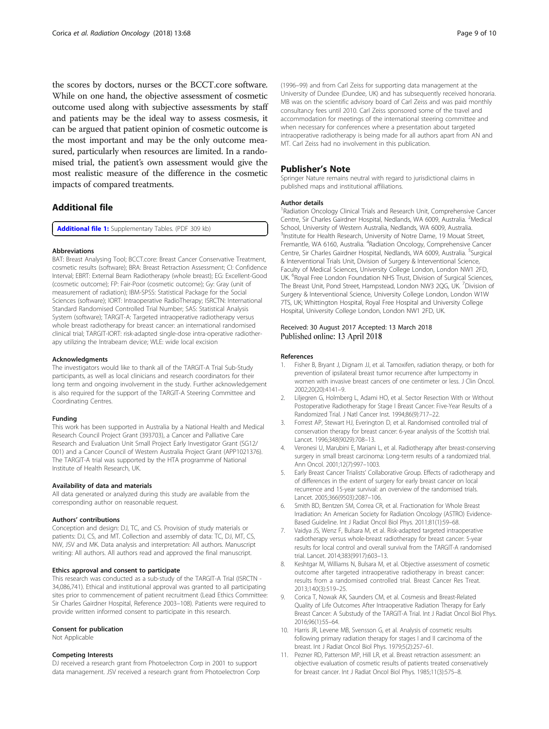the scores by doctors, nurses or the BCCT.core software. While on one hand, the objective assessment of cosmetic outcome used along with subjective assessments by staff and patients may be the ideal way to assess cosmesis, it can be argued that patient opinion of cosmetic outcome is the most important and may be the only outcome measured, particularly when resources are limited. In a randomised trial, the patient's own assessment would give the most realistic measure of the difference in the cosmetic impacts of compared treatments.

## Additional file

**Additional file 1:** Supplementary Tables. (PDF 309 kb)

#### Abbreviations

BAT: Breast Analysing Tool; BCCT.core: Breast Cancer Conservative Treatment, cosmetic results (software); BRA: Breast Retraction Assessment; CI: Confidence Interval; EBRT: External Beam Radiotherapy (whole breast); EG: Excellent-Good (cosmetic outcome); FP: Fair-Poor (cosmetic outcome); Gy: Gray (unit of measurement of radiation); IBM-SPSS: Statistical Package for the Social Sciences (software); IORT: Intraoperative RadioTherapy; ISRCTN: International Standard Randomised Controlled Trial Number; SAS: Statistical Analysis System (software); TARGIT-A: Targeted intraoperative radiotherapy versus whole breast radiotherapy for breast cancer: an international randomised clinical trial; TARGIT-IORT: risk-adapted single-dose intra-operative radiotherapy utilizing the Intrabeam device; WLE: wide local excision

#### Acknowledgments

The investigators would like to thank all of the TARGIT-A Trial Sub-Study participants, as well as local clinicians and research coordinators for their long term and ongoing involvement in the study. Further acknowledgement is also required for the support of the TARGIT-A Steering Committee and Coordinating Centres.

#### Funding

This work has been supported in Australia by a National Health and Medical Research Council Project Grant (393703), a Cancer and Palliative Care Research and Evaluation Unit Small Project Early Investigator Grant (SG12/001) and a Cancer Council of Western Australia Project Grant (APP1021376). The TARGIT-A trial was supported by the HTA programme of National Institute of Health Research, UK.

#### Availability of data and materials

All data generated or analyzed during this study are available from the corresponding author on reasonable request.

#### Authors' contributions

Conception and design: DJ, TC, and CS. Provision of study materials or patients: DJ, CS, and MT. Collection and assembly of data: TC, DJ, MT, CS, NW, JSV and MK. Data analysis and interpretation: All authors. Manuscript writing: All authors. All authors read and approved the final manuscript.

#### Ethics approval and consent to participate

This research was conducted as a sub-study of the TARGIT-A Trial (ISRCTN - 34,086,741). Ethical and institutional approval was granted to all participating sites prior to commencement of patient recruitment (Lead Ethics Committee: Sir Charles Gairdner Hospital, Reference 2003–108). Patients were required to provide written informed consent to participate in this research.

#### Consent for publication

Not Applicable

#### Competing Interests

DJ received a research grant from Photoelectron Corp in 2001 to support data management. JSV received a research grant from Photoelectron Corp (1996–99) and from Carl Zeiss for supporting data management at the University of Dundee (Dundee, UK) and has subsequently received honoraria. MB was on the scientific advisory board of Carl Zeiss and was paid monthly consultancy fees until 2010. Carl Zeiss sponsored some of the travel and accommodation for meetings of the international steering committee and when necessary for conferences where a presentation about targeted intraoperative radiotherapy is being made for all authors apart from AN and MT. Carl Zeiss had no involvement in this publication.

## Publisher's Note

Springer Nature remains neutral with regard to jurisdictional claims in published maps and institutional affiliations.

#### Author details

[1]Radiation Oncology Clinical Trials and Research Unit, Comprehensive Cancer Centre, Sir Charles Gairdner Hospital, Nedlands, WA 6009, Australia. [2]Medical School, University of Western Australia, Nedlands, WA 6009, Australia. [3]Institute for Health Research, University of Notre Dame, 19 Mouat Street, Fremantle, WA 6160, Australia. [4]Radiation Oncology, Comprehensive Cancer Centre, Sir Charles Gairdner Hospital, Nedlands, WA 6009, Australia. [5]Surgical & Interventional Trials Unit, Division of Surgery & Interventional Science, Faculty of Medical Sciences, University College London, London NW1 2FD, UK. [6]Royal Free London Foundation NHS Trust, Division of Surgical Sciences, The Breast Unit, Pond Street, Hampstead, London NW3 2QG, UK. [7]Division of Surgery & Interventional Science, University College London, London W1W 7TS, UK; Whittington Hospital, Royal Free Hospital and University College Hospital, University College London, London NW1 2FD, UK.

Received: 30 August 2017 Accepted: 13 March 2018
Published online: 13 April 2018

#### References

1. Fisher B, Bryant J, Dignam JJ, et al. Tamoxifen, radiation therapy, or both for prevention of ipsilateral breast tumor recurrence after lumpectomy in women with invasive breast cancers of one centimeter or less. J Clin Oncol. 2002;20(20):4141–9.
2. Liljegren G, Holmberg L, Adami HO, et al. Sector Resection With or Without Postoperative Radiotherapy for Stage I Breast Cancer: Five-Year Results of a Randomized Trial. J Natl Cancer Inst. 1994;86(9):717–22.
3. Forrest AP, Stewart HJ, Everington D, et al. Randomised controlled trial of conservation therapy for breast cancer: 6-year analysis of the Scottish trial. Lancet. 1996;348(9029):708–13.
4. Veronesi U, Marubini E, Mariani L, et al. Radiotherapy after breast-conserving surgery in small breast carcinoma: Long-term results of a randomized trial. Ann Oncol. 2001;12(7):997–1003.
5. Early Breast Cancer Trialists' Collaborative Group. Effects of radiotherapy and of differences in the extent of surgery for early breast cancer on local recurrence and 15-year survival: an overview of the randomised trials. Lancet. 2005;366(9503):2087–106.
6. Smith BD, Bentzen SM, Correa CR, et al. Fractionation for Whole Breast Irradiation: An American Society for Radiation Oncology (ASTRO) Evidence-Based Guideline. Int J Radiat Oncol Biol Phys. 2011;81(1):59–68.
7. Vaidya JS, Wenz F, Bulsara M, et al. Risk-adapted targeted intraoperative radiotherapy versus whole-breast radiotherapy for breast cancer: 5-year results for local control and overall survival from the TARGIT-A randomised trial. Lancet. 2014;383(9917):603–13.
8. Keshtgar M, Williams N, Bulsara M, et al. Objective assessment of cosmetic outcome after targeted intraoperative radiotherapy in breast cancer: results from a randomised controlled trial. Breast Cancer Res Treat. 2013;140(3):519–25.
9. Corica T, Nowak AK, Saunders CM, et al. Cosmesis and Breast-Related Quality of Life Outcomes After Intraoperative Radiation Therapy for Early Breast Cancer: A Substudy of the TARGIT-A Trial. Int J Radiat Oncol Biol Phys. 2016;96(1):55–64.
10. Harris JR, Levene MB, Svensson G, et al. Analysis of cosmetic results following primary radiation therapy for stages I and II carcinoma of the breast. Int J Radiat Oncol Biol Phys. 1979;5(2):257–61.
11. Pezner RD, Patterson MP, Hill LR, et al. Breast retraction assessment: an objective evaluation of cosmetic results of patients treated conservatively for breast cancer. Int J Radiat Oncol Biol Phys. 1985;11(3):575–8.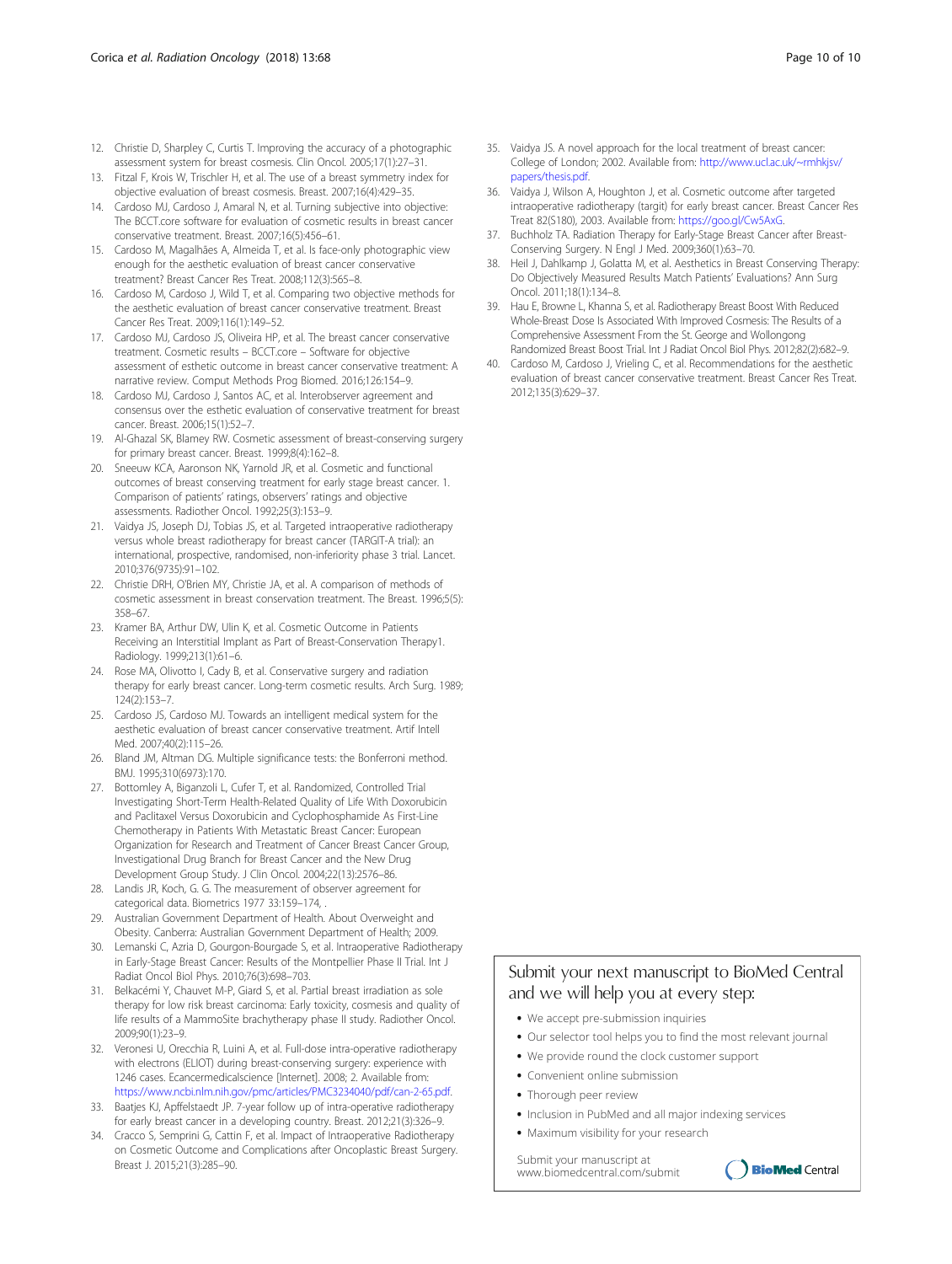12. Christie D, Sharpley C, Curtis T. Improving the accuracy of a photographic assessment system for breast cosmesis. Clin Oncol. 2005;17(1):27–31.
13. Fitzal F, Krois W, Trischler H, et al. The use of a breast symmetry index for objective evaluation of breast cosmesis. Breast. 2007;16(4):429–35.
14. Cardoso MJ, Cardoso J, Amaral N, et al. Turning subjective into objective: The BCCT.core software for evaluation of cosmetic results in breast cancer conservative treatment. Breast. 2007;16(5):456–61.
15. Cardoso M, Magalhães A, Almeida T, et al. Is face-only photographic view enough for the aesthetic evaluation of breast cancer conservative treatment? Breast Cancer Res Treat. 2008;112(3):565–8.
16. Cardoso M, Cardoso J, Wild T, et al. Comparing two objective methods for the aesthetic evaluation of breast cancer conservative treatment. Breast Cancer Res Treat. 2009;116(1):149–52.
17. Cardoso MJ, Cardoso JS, Oliveira HP, et al. The breast cancer conservative treatment. Cosmetic results – BCCT.core – Software for objective assessment of esthetic outcome in breast cancer conservative treatment: A narrative review. Comput Methods Prog Biomed. 2016;126:154–9.
18. Cardoso MJ, Cardoso J, Santos AC, et al. Interobserver agreement and consensus over the esthetic evaluation of conservative treatment for breast cancer. Breast. 2006;15(1):52–7.
19. Al-Ghazal SK, Blamey RW. Cosmetic assessment of breast-conserving surgery for primary breast cancer. Breast. 1999;8(4):162–8.
20. Sneeuw KCA, Aaronson NK, Yarnold JR, et al. Cosmetic and functional outcomes of breast conserving treatment for early stage breast cancer. 1. Comparison of patients' ratings, observers' ratings and objective assessments. Radiother Oncol. 1992;25(3):153–9.
21. Vaidya JS, Joseph DJ, Tobias JS, et al. Targeted intraoperative radiotherapy versus whole breast radiotherapy for breast cancer (TARGIT-A trial): an international, prospective, randomised, non-inferiority phase 3 trial. Lancet. 2010;376(9735):91–102.
22. Christie DRH, O'Brien MY, Christie JA, et al. A comparison of methods of cosmetic assessment in breast conservation treatment. The Breast. 1996;5(5):358–67.
23. Kramer BA, Arthur DW, Ulin K, et al. Cosmetic Outcome in Patients Receiving an Interstitial Implant as Part of Breast-Conservation Therapy1. Radiology. 1999;213(1):61–6.
24. Rose MA, Olivotto I, Cady B, et al. Conservative surgery and radiation therapy for early breast cancer. Long-term cosmetic results. Arch Surg. 1989;124(2):153–7.
25. Cardoso JS, Cardoso MJ. Towards an intelligent medical system for the aesthetic evaluation of breast cancer conservative treatment. Artif Intell Med. 2007;40(2):115–26.
26. Bland JM, Altman DG. Multiple significance tests: the Bonferroni method. BMJ. 1995;310(6973):170.
27. Bottomley A, Biganzoli L, Cufer T, et al. Randomized, Controlled Trial Investigating Short-Term Health-Related Quality of Life With Doxorubicin and Paclitaxel Versus Doxorubicin and Cyclophosphamide As First-Line Chemotherapy in Patients With Metastatic Breast Cancer: European Organization for Research and Treatment of Cancer Breast Cancer Group, Investigational Drug Branch for Breast Cancer and the New Drug Development Group Study. J Clin Oncol. 2004;22(13):2576–86.
28. Landis JR, Koch, G. G. The measurement of observer agreement for categorical data. Biometrics 1977 33:159–174, .
29. Australian Government Department of Health. About Overweight and Obesity. Canberra: Australian Government Department of Health; 2009.
30. Lemanski C, Azria D, Gourgon-Bourgade S, et al. Intraoperative Radiotherapy in Early-Stage Breast Cancer: Results of the Montpellier Phase II Trial. Int J Radiat Oncol Biol Phys. 2010;76(3):698–703.
31. Belkacémi Y, Chauvet M-P, Giard S, et al. Partial breast irradiation as sole therapy for low risk breast carcinoma: Early toxicity, cosmesis and quality of life results of a MammoSite brachytherapy phase II study. Radiother Oncol. 2009;90(1):23–9.
32. Veronesi U, Orecchia R, Luini A, et al. Full-dose intra-operative radiotherapy with electrons (ELIOT) during breast-conserving surgery: experience with 1246 cases. Ecancermedicalscience [Internet]. 2008; 2. Available from: https://www.ncbi.nlm.nih.gov/pmc/articles/PMC3234040/pdf/can-2-65.pdf.
33. Baatjes KJ, Apffelstaedt JP. 7-year follow up of intra-operative radiotherapy for early breast cancer in a developing country. Breast. 2012;21(3):326–9.
34. Cracco S, Semprini G, Cattin F, et al. Impact of Intraoperative Radiotherapy on Cosmetic Outcome and Complications after Oncoplastic Breast Surgery. Breast J. 2015;21(3):285–90.
35. Vaidya JS. A novel approach for the local treatment of breast cancer: College of London; 2002. Available from: http://www.ucl.ac.uk/~rmhkjsv/papers/thesis.pdf.
36. Vaidya J, Wilson A, Houghton J, et al. Cosmetic outcome after targeted intraoperative radiotherapy (targit) for early breast cancer. Breast Cancer Res Treat 82(S180), 2003. Available from: https://goo.gl/Cw5AxG.
37. Buchholz TA. Radiation Therapy for Early-Stage Breast Cancer after Breast-Conserving Surgery. N Engl J Med. 2009;360(1):63–70.
38. Heil J, Dahlkamp J, Golatta M, et al. Aesthetics in Breast Conserving Therapy: Do Objectively Measured Results Match Patients' Evaluations? Ann Surg Oncol. 2011;18(1):134–8.
39. Hau E, Browne L, Khanna S, et al. Radiotherapy Breast Boost With Reduced Whole-Breast Dose Is Associated With Improved Cosmesis: The Results of a Comprehensive Assessment From the St. George and Wollongong Randomized Breast Boost Trial. Int J Radiat Oncol Biol Phys. 2012;82(2):682–9.
40. Cardoso M, Cardoso J, Vrieling C, et al. Recommendations for the aesthetic evaluation of breast cancer conservative treatment. Breast Cancer Res Treat. 2012;135(3):629–37.

Submit your next manuscript to BioMed Central and we will help you at every step:

- We accept pre-submission inquiries
- Our selector tool helps you to find the most relevant journal
- We provide round the clock customer support
- Convenient online submission
- Thorough peer review
- Inclusion in PubMed and all major indexing services
- Maximum visibility for your research

Submit your manuscript at www.biomedcentral.com/submit

BioMed Central